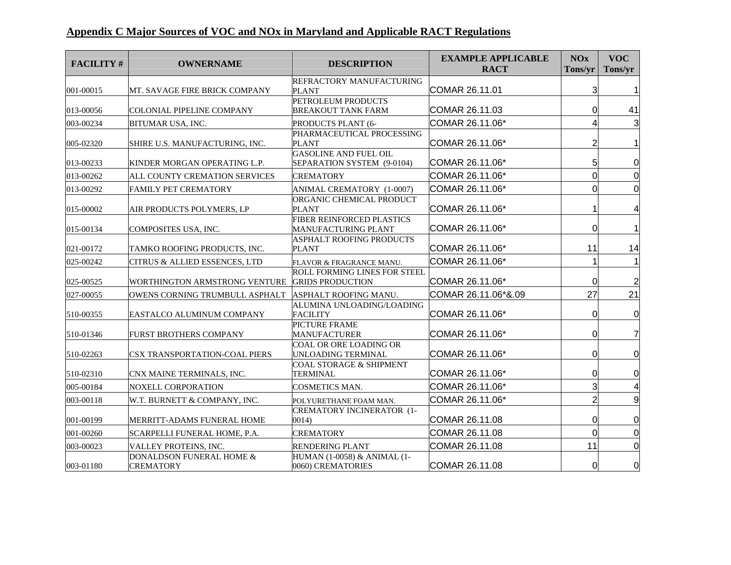## Appendix C Major Sources of VOC and NOx in Maryland and Applicable RACT Regulations

| FACILITY # | OWNERNAME | DESCRIPTION | EXAMPLE APPLICABLE RACT | NOx Tons/yr | VOC Tons/yr |
|---|---|---|---|---|---|
| 001-00015 | MT. SAVAGE FIRE BRICK COMPANY | REFRACTORY MANUFACTURING PLANT | COMAR 26.11.01 | 3 | 1 |
| 013-00056 | COLONIAL PIPELINE COMPANY | PETROLEUM PRODUCTS BREAKOUT TANK FARM | COMAR 26.11.03 | 0 | 41 |
| 003-00234 | BITUMAR USA, INC. | PRODUCTS PLANT (6- | COMAR 26.11.06* | 4 | 3 |
| 005-02320 | SHIRE U.S. MANUFACTURING, INC. | PHARMACEUTICAL PROCESSING PLANT | COMAR 26.11.06* | 2 | 1 |
| 013-00233 | KINDER MORGAN OPERATING L.P. | GASOLINE AND FUEL OIL SEPARATION SYSTEM (9-0104) | COMAR 26.11.06* | 5 | 0 |
| 013-00262 | ALL COUNTY CREMATION SERVICES | CREMATORY | COMAR 26.11.06* | 0 | 0 |
| 013-00292 | FAMILY PET CREMATORY | ANIMAL CREMATORY (1-0007) | COMAR 26.11.06* | 0 | 0 |
| 015-00002 | AIR PRODUCTS POLYMERS, LP | ORGANIC CHEMICAL PRODUCT PLANT | COMAR 26.11.06* | 1 | 4 |
| 015-00134 | COMPOSITES USA, INC. | FIBER REINFORCED PLASTICS MANUFACTURING PLANT | COMAR 26.11.06* | 0 | 1 |
| 021-00172 | TAMKO ROOFING PRODUCTS, INC. | ASPHALT ROOFING PRODUCTS PLANT | COMAR 26.11.06* | 11 | 14 |
| 025-00242 | CITRUS & ALLIED ESSENCES, LTD | FLAVOR & FRAGRANCE MANU. | COMAR 26.11.06* | 1 | 1 |
| 025-00525 | WORTHINGTON ARMSTRONG VENTURE | ROLL FORMING LINES FOR STEEL GRIDS PRODUCTION | COMAR 26.11.06* | 0 | 2 |
| 027-00055 | OWENS CORNING TRUMBULL ASPHALT | ASPHALT ROOFING MANU. | COMAR 26.11.06*&.09 | 27 | 21 |
| 510-00355 | EASTALCO ALUMINUM COMPANY | ALUMINA UNLOADING/LOADING FACILITY | COMAR 26.11.06* | 0 | 0 |
| 510-01346 | FURST BROTHERS COMPANY | PICTURE FRAME MANUFACTURER | COMAR 26.11.06* | 0 | 7 |
| 510-02263 | CSX TRANSPORTATION-COAL PIERS | COAL OR ORE LOADING OR UNLOADING TERMINAL | COMAR 26.11.06* | 0 | 0 |
| 510-02310 | CNX MAINE TERMINALS, INC. | COAL STORAGE & SHIPMENT TERMINAL | COMAR 26.11.06* | 0 | 0 |
| 005-00184 | NOXELL CORPORATION | COSMETICS MAN. | COMAR 26.11.06* | 3 | 4 |
| 003-00118 | W.T. BURNETT & COMPANY, INC. | POLYURETHANE FOAM MAN. | COMAR 26.11.06* | 2 | 9 |
| 001-00199 | MERRITT-ADAMS FUNERAL HOME | CREMATORY INCINERATOR (1-0014) | COMAR 26.11.08 | 0 | 0 |
| 001-00260 | SCARPELLI FUNERAL HOME, P.A. | CREMATORY | COMAR 26.11.08 | 0 | 0 |
| 003-00023 | VALLEY PROTEINS, INC. | RENDERING PLANT | COMAR 26.11.08 | 11 | 0 |
| 003-01180 | DONALDSON FUNERAL HOME & CREMATORY | HUMAN (1-0058) & ANIMAL (1-0060) CREMATORIES | COMAR 26.11.08 | 0 | 0 |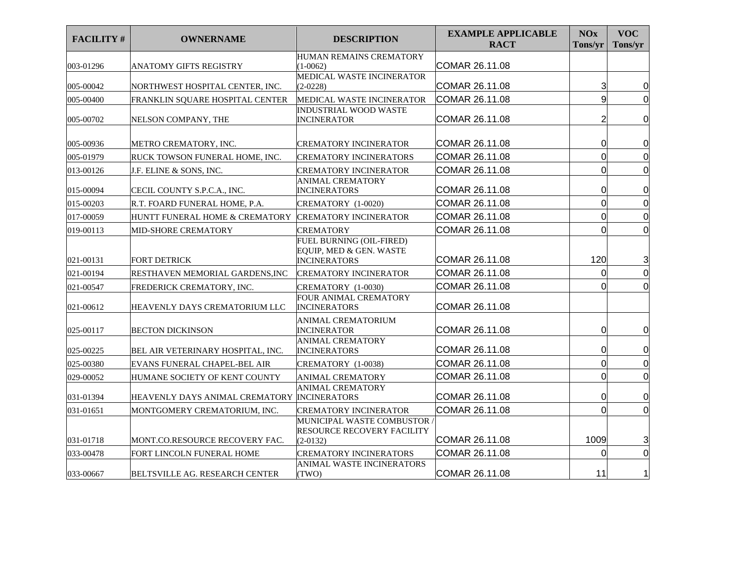| FACILITY # | OWNERNAME | DESCRIPTION | EXAMPLE APPLICABLE RACT | NOx Tons/yr | VOC Tons/yr |
|---|---|---|---|---|---|
| 003-01296 | ANATOMY GIFTS REGISTRY | HUMAN REMAINS CREMATORY (1-0062) | COMAR 26.11.08 | | |
| 005-00042 | NORTHWEST HOSPITAL CENTER, INC. | MEDICAL WASTE INCINERATOR (2-0228) | COMAR 26.11.08 | 3 | 0 |
| 005-00400 | FRANKLIN SQUARE HOSPITAL CENTER | MEDICAL WASTE INCINERATOR | COMAR 26.11.08 | 9 | 0 |
| 005-00702 | NELSON COMPANY, THE | INDUSTRIAL WOOD WASTE INCINERATOR | COMAR 26.11.08 | 2 | 0 |
| 005-00936 | METRO CREMATORY, INC. | CREMATORY INCINERATOR | COMAR 26.11.08 | 0 | 0 |
| 005-01979 | RUCK TOWSON FUNERAL HOME, INC. | CREMATORY INCINERATORS | COMAR 26.11.08 | 0 | 0 |
| 013-00126 | J.F. ELINE & SONS, INC. | CREMATORY INCINERATOR | COMAR 26.11.08 | 0 | 0 |
| 015-00094 | CECIL COUNTY S.P.C.A., INC. | ANIMAL CREMATORY INCINERATORS | COMAR 26.11.08 | 0 | 0 |
| 015-00203 | R.T. FOARD FUNERAL HOME, P.A. | CREMATORY (1-0020) | COMAR 26.11.08 | 0 | 0 |
| 017-00059 | HUNTT FUNERAL HOME & CREMATORY | CREMATORY INCINERATOR | COMAR 26.11.08 | 0 | 0 |
| 019-00113 | MID-SHORE CREMATORY | CREMATORY | COMAR 26.11.08 | 0 | 0 |
| 021-00131 | FORT DETRICK | FUEL BURNING (OIL-FIRED) EQUIP, MED & GEN. WASTE INCINERATORS | COMAR 26.11.08 | 120 | 3 |
| 021-00194 | RESTHAVEN MEMORIAL GARDENS,INC | CREMATORY INCINERATOR | COMAR 26.11.08 | 0 | 0 |
| 021-00547 | FREDERICK CREMATORY, INC. | CREMATORY (1-0030) | COMAR 26.11.08 | 0 | 0 |
| 021-00612 | HEAVENLY DAYS CREMATORIUM LLC | FOUR ANIMAL CREMATORY INCINERATORS | COMAR 26.11.08 | | |
| 025-00117 | BECTON DICKINSON | ANIMAL CREMATORIUM INCINERATOR | COMAR 26.11.08 | 0 | 0 |
| 025-00225 | BEL AIR VETERINARY HOSPITAL, INC. | ANIMAL CREMATORY INCINERATORS | COMAR 26.11.08 | 0 | 0 |
| 025-00380 | EVANS FUNERAL CHAPEL-BEL AIR | CREMATORY (1-0038) | COMAR 26.11.08 | 0 | 0 |
| 029-00052 | HUMANE SOCIETY OF KENT COUNTY | ANIMAL CREMATORY | COMAR 26.11.08 | 0 | 0 |
| 031-01394 | HEAVENLY DAYS ANIMAL CREMATORY | ANIMAL CREMATORY INCINERATORS | COMAR 26.11.08 | 0 | 0 |
| 031-01651 | MONTGOMERY CREMATORIUM, INC. | CREMATORY INCINERATOR | COMAR 26.11.08 | 0 | 0 |
| 031-01718 | MONT.CO.RESOURCE RECOVERY FAC. | MUNICIPAL WASTE COMBUSTOR / RESOURCE RECOVERY FACILITY (2-0132) | COMAR 26.11.08 | 1009 | 3 |
| 033-00478 | FORT LINCOLN FUNERAL HOME | CREMATORY INCINERATORS | COMAR 26.11.08 | 0 | 0 |
| 033-00667 | BELTSVILLE AG. RESEARCH CENTER | ANIMAL WASTE INCINERATORS (TWO) | COMAR 26.11.08 | 11 | 1 |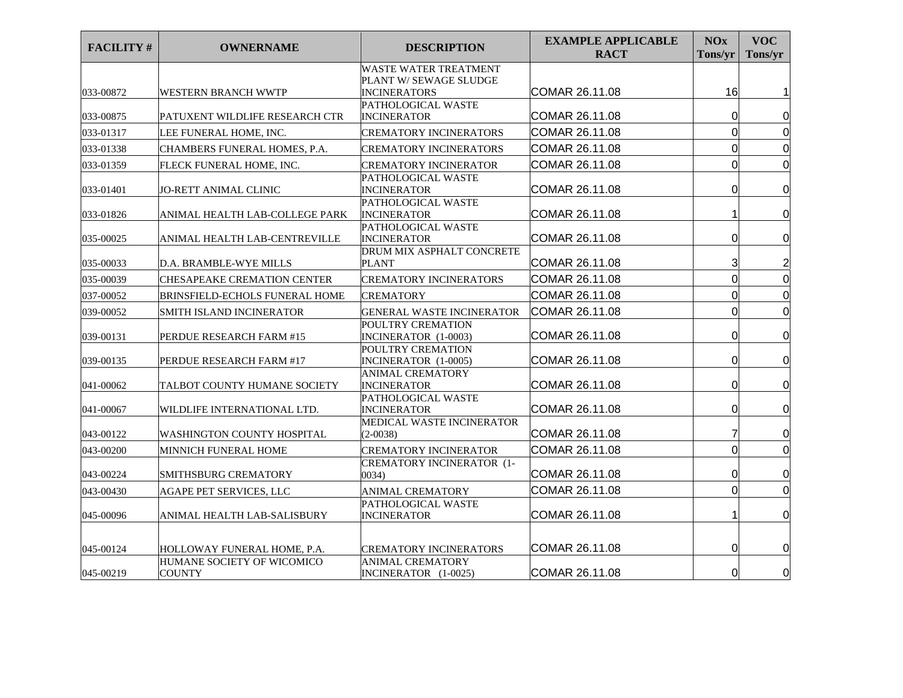| FACILITY # | OWNERNAME | DESCRIPTION | EXAMPLE APPLICABLE RACT | NOx Tons/yr | VOC Tons/yr |
|---|---|---|---|---|---|
| 033-00872 | WESTERN BRANCH WWTP | WASTE WATER TREATMENT PLANT W/ SEWAGE SLUDGE INCINERATORS | COMAR 26.11.08 | 16 | 1 |
| 033-00875 | PATUXENT WILDLIFE RESEARCH CTR | PATHOLOGICAL WASTE INCINERATOR | COMAR 26.11.08 | 0 | 0 |
| 033-01317 | LEE FUNERAL HOME, INC. | CREMATORY INCINERATORS | COMAR 26.11.08 | 0 | 0 |
| 033-01338 | CHAMBERS FUNERAL HOMES, P.A. | CREMATORY INCINERATORS | COMAR 26.11.08 | 0 | 0 |
| 033-01359 | FLECK FUNERAL HOME, INC. | CREMATORY INCINERATOR | COMAR 26.11.08 | 0 | 0 |
| 033-01401 | JO-RETT ANIMAL CLINIC | PATHOLOGICAL WASTE INCINERATOR | COMAR 26.11.08 | 0 | 0 |
| 033-01826 | ANIMAL HEALTH LAB-COLLEGE PARK | PATHOLOGICAL WASTE INCINERATOR | COMAR 26.11.08 | 1 | 0 |
| 035-00025 | ANIMAL HEALTH LAB-CENTREVILLE | PATHOLOGICAL WASTE INCINERATOR | COMAR 26.11.08 | 0 | 0 |
| 035-00033 | D.A. BRAMBLE-WYE MILLS | DRUM MIX ASPHALT CONCRETE PLANT | COMAR 26.11.08 | 3 | 2 |
| 035-00039 | CHESAPEAKE CREMATION CENTER | CREMATORY INCINERATORS | COMAR 26.11.08 | 0 | 0 |
| 037-00052 | BRINSFIELD-ECHOLS FUNERAL HOME | CREMATORY | COMAR 26.11.08 | 0 | 0 |
| 039-00052 | SMITH ISLAND INCINERATOR | GENERAL WASTE INCINERATOR | COMAR 26.11.08 | 0 | 0 |
| 039-00131 | PERDUE RESEARCH FARM #15 | POULTRY CREMATION INCINERATOR (1-0003) | COMAR 26.11.08 | 0 | 0 |
| 039-00135 | PERDUE RESEARCH FARM #17 | POULTRY CREMATION INCINERATOR (1-0005) | COMAR 26.11.08 | 0 | 0 |
| 041-00062 | TALBOT COUNTY HUMANE SOCIETY | ANIMAL CREMATORY INCINERATOR | COMAR 26.11.08 | 0 | 0 |
| 041-00067 | WILDLIFE INTERNATIONAL LTD. | PATHOLOGICAL WASTE INCINERATOR | COMAR 26.11.08 | 0 | 0 |
| 043-00122 | WASHINGTON COUNTY HOSPITAL | MEDICAL WASTE INCINERATOR (2-0038) | COMAR 26.11.08 | 7 | 0 |
| 043-00200 | MINNICH FUNERAL HOME | CREMATORY INCINERATOR | COMAR 26.11.08 | 0 | 0 |
| 043-00224 | SMITHSBURG CREMATORY | CREMATORY INCINERATOR (1-0034) | COMAR 26.11.08 | 0 | 0 |
| 043-00430 | AGAPE PET SERVICES, LLC | ANIMAL CREMATORY | COMAR 26.11.08 | 0 | 0 |
| 045-00096 | ANIMAL HEALTH LAB-SALISBURY | PATHOLOGICAL WASTE INCINERATOR | COMAR 26.11.08 | 1 | 0 |
| 045-00124 | HOLLOWAY FUNERAL HOME, P.A. | CREMATORY INCINERATORS | COMAR 26.11.08 | 0 | 0 |
| 045-00219 | HUMANE SOCIETY OF WICOMICO COUNTY | ANIMAL CREMATORY INCINERATOR (1-0025) | COMAR 26.11.08 | 0 | 0 |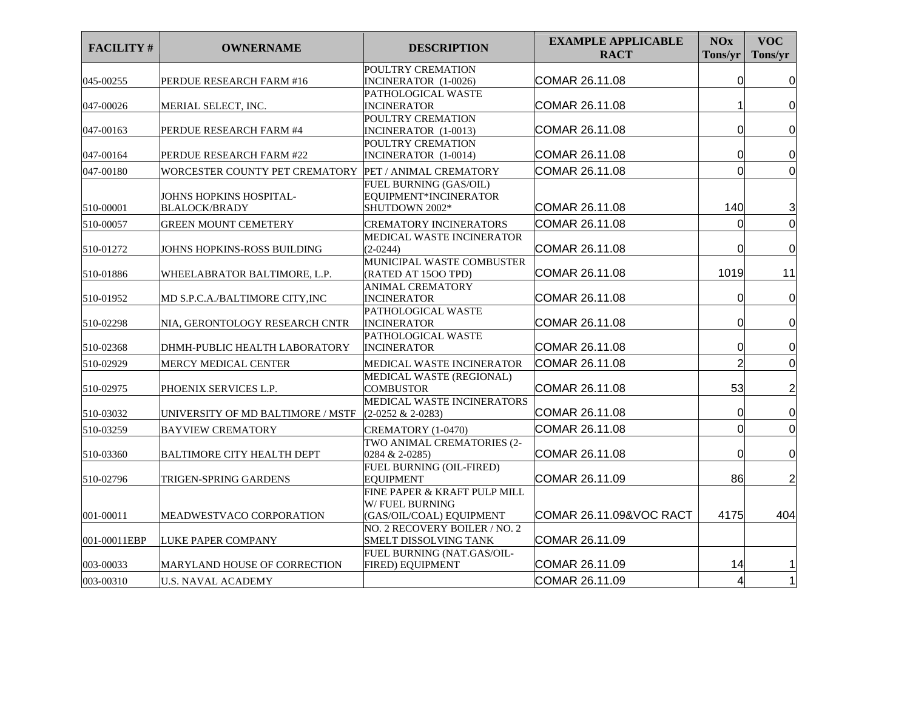| FACILITY # | OWNERNAME | DESCRIPTION | EXAMPLE APPLICABLE RACT | NOx Tons/yr | VOC Tons/yr |
|---|---|---|---|---|---|
| 045-00255 | PERDUE RESEARCH FARM #16 | POULTRY CREMATION INCINERATOR (1-0026) | COMAR 26.11.08 | 0 | 0 |
| 047-00026 | MERIAL SELECT, INC. | PATHOLOGICAL WASTE INCINERATOR | COMAR 26.11.08 | 1 | 0 |
| 047-00163 | PERDUE RESEARCH FARM #4 | POULTRY CREMATION INCINERATOR (1-0013) | COMAR 26.11.08 | 0 | 0 |
| 047-00164 | PERDUE RESEARCH FARM #22 | POULTRY CREMATION INCINERATOR (1-0014) | COMAR 26.11.08 | 0 | 0 |
| 047-00180 | WORCESTER COUNTY PET CREMATORY | PET / ANIMAL CREMATORY | COMAR 26.11.08 | 0 | 0 |
| 510-00001 | JOHNS HOPKINS HOSPITAL-BLALOCK/BRADY | FUEL BURNING (GAS/OIL) EQUIPMENT*INCINERATOR SHUTDOWN 2002* | COMAR 26.11.08 | 140 | 3 |
| 510-00057 | GREEN MOUNT CEMETERY | CREMATORY INCINERATORS | COMAR 26.11.08 | 0 | 0 |
| 510-01272 | JOHNS HOPKINS-ROSS BUILDING | MEDICAL WASTE INCINERATOR (2-0244) | COMAR 26.11.08 | 0 | 0 |
| 510-01886 | WHEELABRATOR BALTIMORE, L.P. | MUNICIPAL WASTE COMBUSTER (RATED AT 15OO TPD) | COMAR 26.11.08 | 1019 | 11 |
| 510-01952 | MD S.P.C.A./BALTIMORE CITY,INC | ANIMAL CREMATORY INCINERATOR | COMAR 26.11.08 | 0 | 0 |
| 510-02298 | NIA, GERONTOLOGY RESEARCH CNTR | PATHOLOGICAL WASTE INCINERATOR | COMAR 26.11.08 | 0 | 0 |
| 510-02368 | DHMH-PUBLIC HEALTH LABORATORY | PATHOLOGICAL WASTE INCINERATOR | COMAR 26.11.08 | 0 | 0 |
| 510-02929 | MERCY MEDICAL CENTER | MEDICAL WASTE INCINERATOR | COMAR 26.11.08 | 2 | 0 |
| 510-02975 | PHOENIX SERVICES L.P. | MEDICAL WASTE (REGIONAL) COMBUSTOR | COMAR 26.11.08 | 53 | 2 |
| 510-03032 | UNIVERSITY OF MD BALTIMORE / MSTF | MEDICAL WASTE INCINERATORS (2-0252 & 2-0283) | COMAR 26.11.08 | 0 | 0 |
| 510-03259 | BAYVIEW CREMATORY | CREMATORY (1-0470) | COMAR 26.11.08 | 0 | 0 |
| 510-03360 | BALTIMORE CITY HEALTH DEPT | TWO ANIMAL CREMATORIES (2-0284 & 2-0285) | COMAR 26.11.08 | 0 | 0 |
| 510-02796 | TRIGEN-SPRING GARDENS | FUEL BURNING (OIL-FIRED) EQUIPMENT | COMAR 26.11.09 | 86 | 2 |
| 001-00011 | MEADWESTVACO CORPORATION | FINE PAPER & KRAFT PULP MILL W/ FUEL BURNING (GAS/OIL/COAL) EQUIPMENT | COMAR 26.11.09&VOC RACT | 4175 | 404 |
| 001-00011EBP | LUKE PAPER COMPANY | NO. 2 RECOVERY BOILER / NO. 2 SMELT DISSOLVING TANK | COMAR 26.11.09 | | |
| 003-00033 | MARYLAND HOUSE OF CORRECTION | FUEL BURNING (NAT.GAS/OIL-FIRED) EQUIPMENT | COMAR 26.11.09 | 14 | 1 |
| 003-00310 | U.S. NAVAL ACADEMY | | COMAR 26.11.09 | 4 | 1 |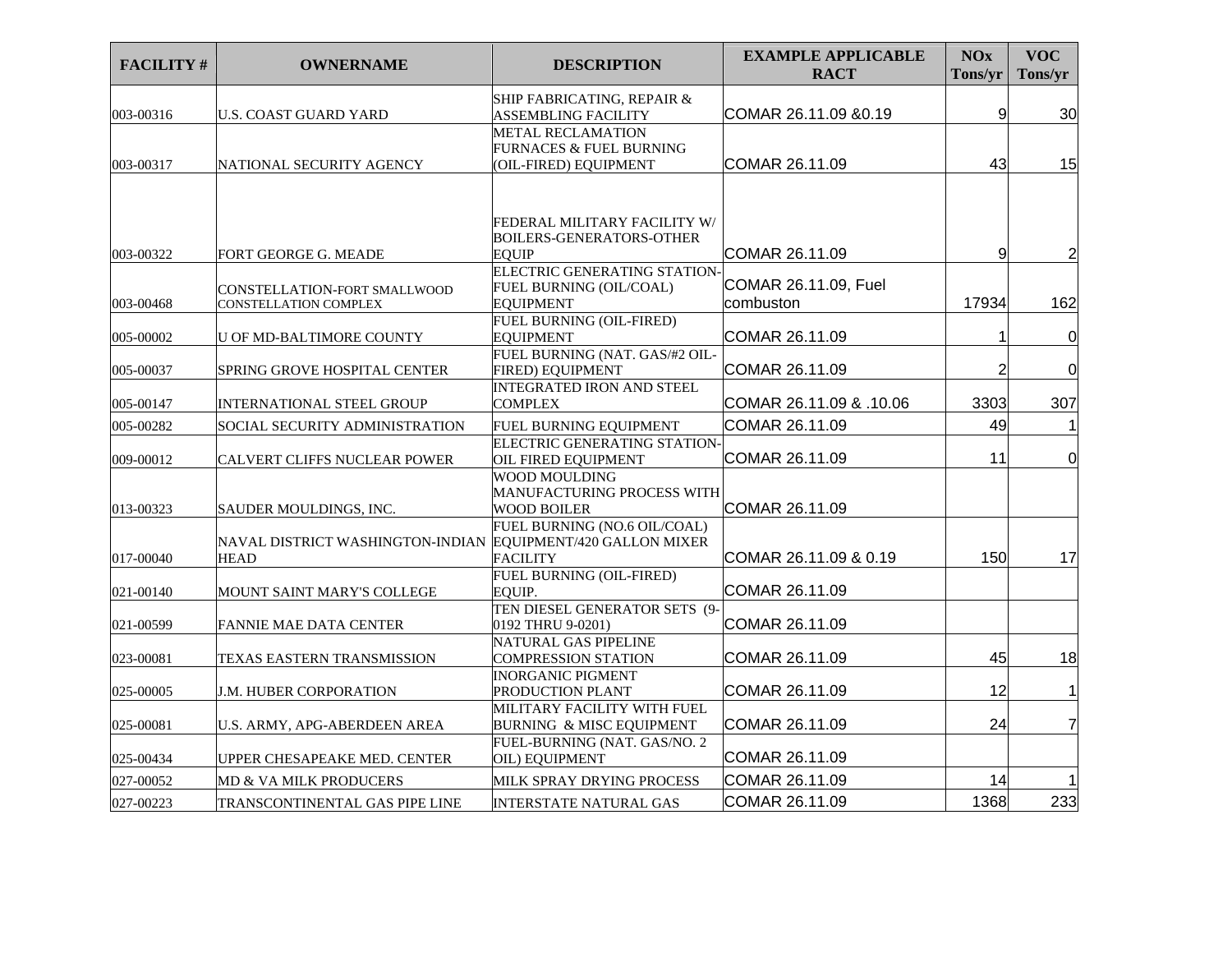| FACILITY # | OWNERNAME | DESCRIPTION | EXAMPLE APPLICABLE RACT | NOx Tons/yr | VOC Tons/yr |
|---|---|---|---|---|---|
| 003-00316 | U.S. COAST GUARD YARD | SHIP FABRICATING, REPAIR & ASSEMBLING FACILITY | COMAR 26.11.09 &0.19 | 9 | 30 |
| 003-00317 | NATIONAL SECURITY AGENCY | METAL RECLAMATION FURNACES & FUEL BURNING (OIL-FIRED) EQUIPMENT | COMAR 26.11.09 | 43 | 15 |
| 003-00322 | FORT GEORGE G. MEADE | FEDERAL MILITARY FACILITY W/ BOILERS-GENERATORS-OTHER EQUIP | COMAR 26.11.09 | 9 | 2 |
| 003-00468 | CONSTELLATION-FORT SMALLWOOD CONSTELLATION COMPLEX | ELECTRIC GENERATING STATION-FUEL BURNING (OIL/COAL) EQUIPMENT | COMAR 26.11.09, Fuel combuston | 17934 | 162 |
| 005-00002 | U OF MD-BALTIMORE COUNTY | FUEL BURNING (OIL-FIRED) EQUIPMENT | COMAR 26.11.09 | 1 | 0 |
| 005-00037 | SPRING GROVE HOSPITAL CENTER | FUEL BURNING (NAT. GAS/#2 OIL-FIRED) EQUIPMENT | COMAR 26.11.09 | 2 | 0 |
| 005-00147 | INTERNATIONAL STEEL GROUP | INTEGRATED IRON AND STEEL COMPLEX | COMAR 26.11.09 & .10.06 | 3303 | 307 |
| 005-00282 | SOCIAL SECURITY ADMINISTRATION | FUEL BURNING EQUIPMENT | COMAR 26.11.09 | 49 | 1 |
| 009-00012 | CALVERT CLIFFS NUCLEAR POWER | ELECTRIC GENERATING STATION-OIL FIRED EQUIPMENT | COMAR 26.11.09 | 11 | 0 |
| 013-00323 | SAUDER MOULDINGS, INC. | WOOD MOULDING MANUFACTURING PROCESS WITH WOOD BOILER | COMAR 26.11.09 | | |
| 017-00040 | NAVAL DISTRICT WASHINGTON-INDIAN HEAD | FUEL BURNING (NO.6 OIL/COAL) EQUIPMENT/420 GALLON MIXER FACILITY | COMAR 26.11.09 & 0.19 | 150 | 17 |
| 021-00140 | MOUNT SAINT MARY'S COLLEGE | FUEL BURNING (OIL-FIRED) EQUIP. | COMAR 26.11.09 | | |
| 021-00599 | FANNIE MAE DATA CENTER | TEN DIESEL GENERATOR SETS (9-0192 THRU 9-0201) | COMAR 26.11.09 | | |
| 023-00081 | TEXAS EASTERN TRANSMISSION | NATURAL GAS PIPELINE COMPRESSION STATION | COMAR 26.11.09 | 45 | 18 |
| 025-00005 | J.M. HUBER CORPORATION | INORGANIC PIGMENT PRODUCTION PLANT | COMAR 26.11.09 | 12 | 1 |
| 025-00081 | U.S. ARMY, APG-ABERDEEN AREA | MILITARY FACILITY WITH FUEL BURNING & MISC EQUIPMENT | COMAR 26.11.09 | 24 | 7 |
| 025-00434 | UPPER CHESAPEAKE MED. CENTER | FUEL-BURNING (NAT. GAS/NO. 2 OIL) EQUIPMENT | COMAR 26.11.09 | | |
| 027-00052 | MD & VA MILK PRODUCERS | MILK SPRAY DRYING PROCESS | COMAR 26.11.09 | 14 | 1 |
| 027-00223 | TRANSCONTINENTAL GAS PIPE LINE | INTERSTATE NATURAL GAS | COMAR 26.11.09 | 1368 | 233 |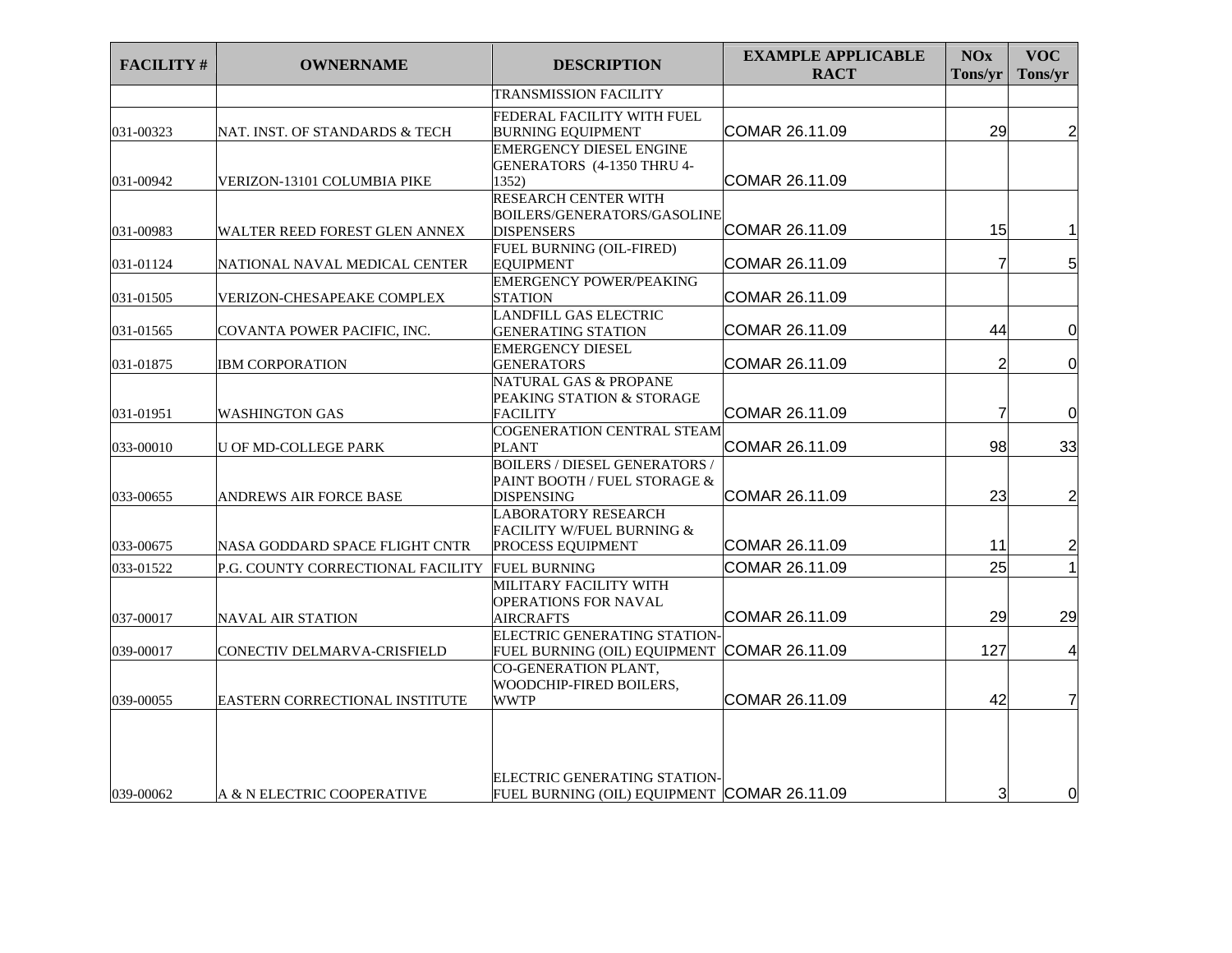| FACILITY # | OWNERNAME | DESCRIPTION | EXAMPLE APPLICABLE RACT | NOx Tons/yr | VOC Tons/yr |
|---|---|---|---|---|---|
| | | TRANSMISSION FACILITY | | | |
| 031-00323 | NAT. INST. OF STANDARDS & TECH | FEDERAL FACILITY WITH FUEL BURNING EQUIPMENT | COMAR 26.11.09 | 29 | 2 |
| 031-00942 | VERIZON-13101 COLUMBIA PIKE | EMERGENCY DIESEL ENGINE GENERATORS (4-1350 THRU 4-1352) | COMAR 26.11.09 | | |
| 031-00983 | WALTER REED FOREST GLEN ANNEX | RESEARCH CENTER WITH BOILERS/GENERATORS/GASOLINE DISPENSERS | COMAR 26.11.09 | 15 | 1 |
| 031-01124 | NATIONAL NAVAL MEDICAL CENTER | FUEL BURNING (OIL-FIRED) EQUIPMENT | COMAR 26.11.09 | 7 | 5 |
| 031-01505 | VERIZON-CHESAPEAKE COMPLEX | EMERGENCY POWER/PEAKING STATION | COMAR 26.11.09 | | |
| 031-01565 | COVANTA POWER PACIFIC, INC. | LANDFILL GAS ELECTRIC GENERATING STATION | COMAR 26.11.09 | 44 | 0 |
| 031-01875 | IBM CORPORATION | EMERGENCY DIESEL GENERATORS | COMAR 26.11.09 | 2 | 0 |
| 031-01951 | WASHINGTON GAS | NATURAL GAS & PROPANE PEAKING STATION & STORAGE FACILITY | COMAR 26.11.09 | 7 | 0 |
| 033-00010 | U OF MD-COLLEGE PARK | COGENERATION CENTRAL STEAM PLANT | COMAR 26.11.09 | 98 | 33 |
| 033-00655 | ANDREWS AIR FORCE BASE | BOILERS / DIESEL GENERATORS / PAINT BOOTH / FUEL STORAGE & DISPENSING | COMAR 26.11.09 | 23 | 2 |
| 033-00675 | NASA GODDARD SPACE FLIGHT CNTR | LABORATORY RESEARCH FACILITY W/FUEL BURNING & PROCESS EQUIPMENT | COMAR 26.11.09 | 11 | 2 |
| 033-01522 | P.G. COUNTY CORRECTIONAL FACILITY | FUEL BURNING | COMAR 26.11.09 | 25 | 1 |
| 037-00017 | NAVAL AIR STATION | MILITARY FACILITY WITH OPERATIONS FOR NAVAL AIRCRAFTS | COMAR 26.11.09 | 29 | 29 |
| 039-00017 | CONECTIV DELMARVA-CRISFIELD | ELECTRIC GENERATING STATION-FUEL BURNING (OIL) EQUIPMENT | COMAR 26.11.09 | 127 | 4 |
| 039-00055 | EASTERN CORRECTIONAL INSTITUTE | CO-GENERATION PLANT, WOODCHIP-FIRED BOILERS, WWTP | COMAR 26.11.09 | 42 | 7 |
| 039-00062 | A & N ELECTRIC COOPERATIVE | ELECTRIC GENERATING STATION-FUEL BURNING (OIL) EQUIPMENT | COMAR 26.11.09 | 3 | 0 |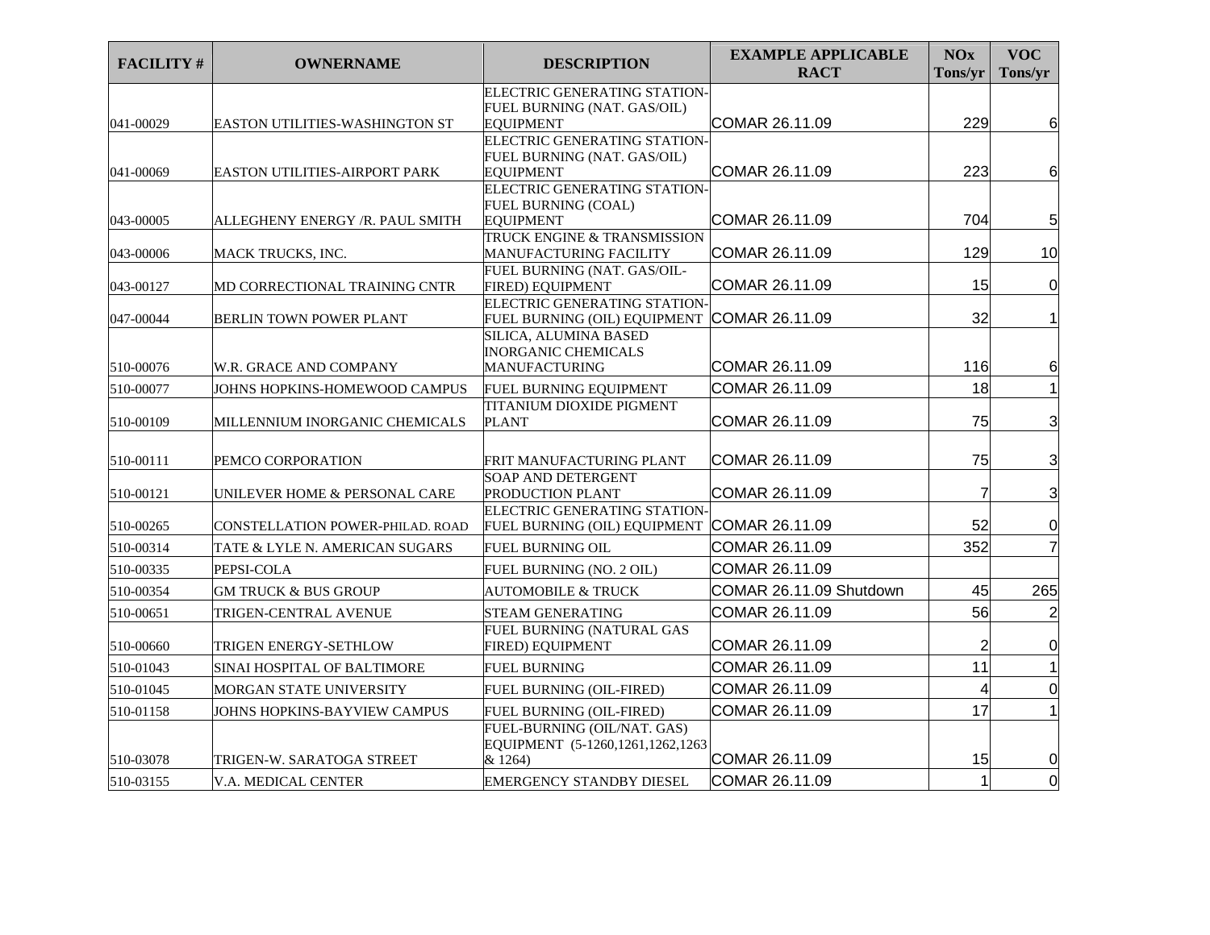| FACILITY # | OWNERNAME | DESCRIPTION | EXAMPLE APPLICABLE RACT | NOx Tons/yr | VOC Tons/yr |
|---|---|---|---|---|---|
| 041-00029 | EASTON UTILITIES-WASHINGTON ST | ELECTRIC GENERATING STATION-FUEL BURNING (NAT. GAS/OIL) EQUIPMENT | COMAR 26.11.09 | 229 | 6 |
| 041-00069 | EASTON UTILITIES-AIRPORT PARK | ELECTRIC GENERATING STATION-FUEL BURNING (NAT. GAS/OIL) EQUIPMENT | COMAR 26.11.09 | 223 | 6 |
| 043-00005 | ALLEGHENY ENERGY /R. PAUL SMITH | ELECTRIC GENERATING STATION-FUEL BURNING (COAL) EQUIPMENT | COMAR 26.11.09 | 704 | 5 |
| 043-00006 | MACK TRUCKS, INC. | TRUCK ENGINE & TRANSMISSION MANUFACTURING FACILITY | COMAR 26.11.09 | 129 | 10 |
| 043-00127 | MD CORRECTIONAL TRAINING CNTR | FUEL BURNING (NAT. GAS/OIL-FIRED) EQUIPMENT | COMAR 26.11.09 | 15 | 0 |
| 047-00044 | BERLIN TOWN POWER PLANT | ELECTRIC GENERATING STATION-FUEL BURNING (OIL) EQUIPMENT | COMAR 26.11.09 | 32 | 1 |
| 510-00076 | W.R. GRACE AND COMPANY | SILICA, ALUMINA BASED INORGANIC CHEMICALS MANUFACTURING | COMAR 26.11.09 | 116 | 6 |
| 510-00077 | JOHNS HOPKINS-HOMEWOOD CAMPUS | FUEL BURNING EQUIPMENT | COMAR 26.11.09 | 18 | 1 |
| 510-00109 | MILLENNIUM INORGANIC CHEMICALS | TITANIUM DIOXIDE PIGMENT PLANT | COMAR 26.11.09 | 75 | 3 |
| 510-00111 | PEMCO CORPORATION | FRIT MANUFACTURING PLANT | COMAR 26.11.09 | 75 | 3 |
| 510-00121 | UNILEVER HOME & PERSONAL CARE | SOAP AND DETERGENT PRODUCTION PLANT | COMAR 26.11.09 | 7 | 3 |
| 510-00265 | CONSTELLATION POWER-PHILAD. ROAD | ELECTRIC GENERATING STATION-FUEL BURNING (OIL) EQUIPMENT | COMAR 26.11.09 | 52 | 0 |
| 510-00314 | TATE & LYLE N. AMERICAN SUGARS | FUEL BURNING OIL | COMAR 26.11.09 | 352 | 7 |
| 510-00335 | PEPSI-COLA | FUEL BURNING (NO. 2 OIL) | COMAR 26.11.09 | | |
| 510-00354 | GM TRUCK & BUS GROUP | AUTOMOBILE & TRUCK | COMAR 26.11.09 Shutdown | 45 | 265 |
| 510-00651 | TRIGEN-CENTRAL AVENUE | STEAM GENERATING | COMAR 26.11.09 | 56 | 2 |
| 510-00660 | TRIGEN ENERGY-SETHLOW | FUEL BURNING (NATURAL GAS FIRED) EQUIPMENT | COMAR 26.11.09 | 2 | 0 |
| 510-01043 | SINAI HOSPITAL OF BALTIMORE | FUEL BURNING | COMAR 26.11.09 | 11 | 1 |
| 510-01045 | MORGAN STATE UNIVERSITY | FUEL BURNING (OIL-FIRED) | COMAR 26.11.09 | 4 | 0 |
| 510-01158 | JOHNS HOPKINS-BAYVIEW CAMPUS | FUEL BURNING (OIL-FIRED) | COMAR 26.11.09 | 17 | 1 |
| 510-03078 | TRIGEN-W. SARATOGA STREET | FUEL-BURNING (OIL/NAT. GAS) EQUIPMENT (5-1260,1261,1262,1263 & 1264) | COMAR 26.11.09 | 15 | 0 |
| 510-03155 | V.A. MEDICAL CENTER | EMERGENCY STANDBY DIESEL | COMAR 26.11.09 | 1 | 0 |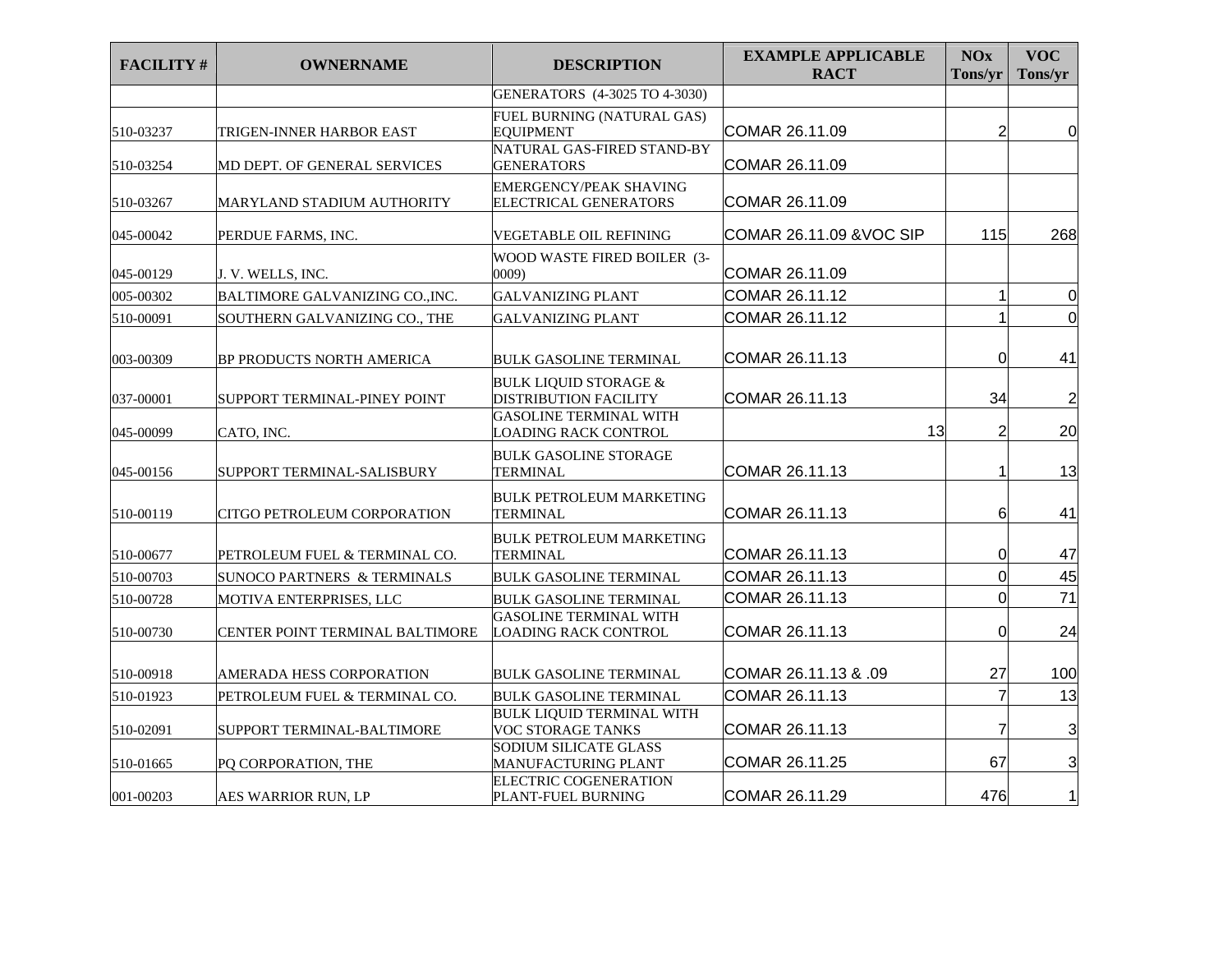| FACILITY # | OWNERNAME | DESCRIPTION | EXAMPLE APPLICABLE RACT | NOx Tons/yr | VOC Tons/yr |
|---|---|---|---|---|---|
| | | GENERATORS (4-3025 TO 4-3030) | | | |
| 510-03237 | TRIGEN-INNER HARBOR EAST | FUEL BURNING (NATURAL GAS) EQUIPMENT | COMAR 26.11.09 | 2 | 0 |
| 510-03254 | MD DEPT. OF GENERAL SERVICES | NATURAL GAS-FIRED STAND-BY GENERATORS | COMAR 26.11.09 | | |
| 510-03267 | MARYLAND STADIUM AUTHORITY | EMERGENCY/PEAK SHAVING ELECTRICAL GENERATORS | COMAR 26.11.09 | | |
| 045-00042 | PERDUE FARMS, INC. | VEGETABLE OIL REFINING | COMAR 26.11.09 &VOC SIP | 115 | 268 |
| 045-00129 | J. V. WELLS, INC. | WOOD WASTE FIRED BOILER (3-0009) | COMAR 26.11.09 | | |
| 005-00302 | BALTIMORE GALVANIZING CO.,INC. | GALVANIZING PLANT | COMAR 26.11.12 | 1 | 0 |
| 510-00091 | SOUTHERN GALVANIZING CO., THE | GALVANIZING PLANT | COMAR 26.11.12 | 1 | 0 |
| 003-00309 | BP PRODUCTS NORTH AMERICA | BULK GASOLINE TERMINAL | COMAR 26.11.13 | 0 | 41 |
| 037-00001 | SUPPORT TERMINAL-PINEY POINT | BULK LIQUID STORAGE & DISTRIBUTION FACILITY | COMAR 26.11.13 | 34 | 2 |
| 045-00099 | CATO, INC. | GASOLINE TERMINAL WITH LOADING RACK CONTROL | 13 | 2 | 20 |
| 045-00156 | SUPPORT TERMINAL-SALISBURY | BULK GASOLINE STORAGE TERMINAL | COMAR 26.11.13 | 1 | 13 |
| 510-00119 | CITGO PETROLEUM CORPORATION | BULK PETROLEUM MARKETING TERMINAL | COMAR 26.11.13 | 6 | 41 |
| 510-00677 | PETROLEUM FUEL & TERMINAL CO. | BULK PETROLEUM MARKETING TERMINAL | COMAR 26.11.13 | 0 | 47 |
| 510-00703 | SUNOCO PARTNERS & TERMINALS | BULK GASOLINE TERMINAL | COMAR 26.11.13 | 0 | 45 |
| 510-00728 | MOTIVA ENTERPRISES, LLC | BULK GASOLINE TERMINAL | COMAR 26.11.13 | 0 | 71 |
| 510-00730 | CENTER POINT TERMINAL BALTIMORE | GASOLINE TERMINAL WITH LOADING RACK CONTROL | COMAR 26.11.13 | 0 | 24 |
| 510-00918 | AMERADA HESS CORPORATION | BULK GASOLINE TERMINAL | COMAR 26.11.13 & .09 | 27 | 100 |
| 510-01923 | PETROLEUM FUEL & TERMINAL CO. | BULK GASOLINE TERMINAL | COMAR 26.11.13 | 7 | 13 |
| 510-02091 | SUPPORT TERMINAL-BALTIMORE | BULK LIQUID TERMINAL WITH VOC STORAGE TANKS | COMAR 26.11.13 | 7 | 3 |
| 510-01665 | PQ CORPORATION, THE | SODIUM SILICATE GLASS MANUFACTURING PLANT | COMAR 26.11.25 | 67 | 3 |
| 001-00203 | AES WARRIOR RUN, LP | ELECTRIC COGENERATION PLANT-FUEL BURNING | COMAR 26.11.29 | 476 | 1 |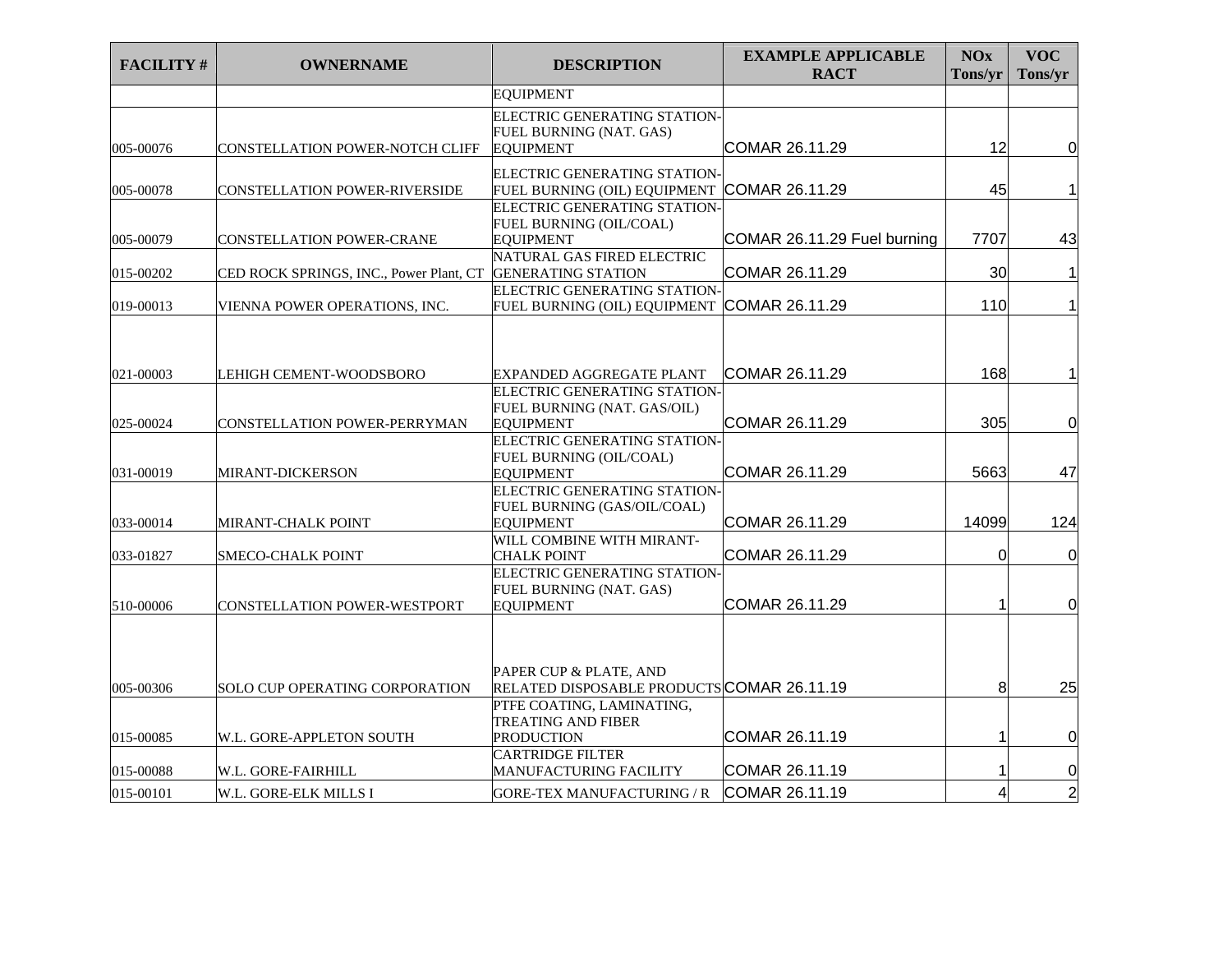| FACILITY # | OWNERNAME | DESCRIPTION | EXAMPLE APPLICABLE RACT | NOx Tons/yr | VOC Tons/yr |
| --- | --- | --- | --- | --- | --- |
| | | EQUIPMENT | | | |
| 005-00076 | CONSTELLATION POWER-NOTCH CLIFF | ELECTRIC GENERATING STATION-FUEL BURNING (NAT. GAS) EQUIPMENT | COMAR 26.11.29 | 12 | 0 |
| 005-00078 | CONSTELLATION POWER-RIVERSIDE | ELECTRIC GENERATING STATION-FUEL BURNING (OIL) EQUIPMENT | COMAR 26.11.29 | 45 | 1 |
| 005-00079 | CONSTELLATION POWER-CRANE | ELECTRIC GENERATING STATION-FUEL BURNING (OIL/COAL) EQUIPMENT | COMAR 26.11.29 Fuel burning | 7707 | 43 |
| 015-00202 | CED ROCK SPRINGS, INC., Power Plant, CT | NATURAL GAS FIRED ELECTRIC GENERATING STATION | COMAR 26.11.29 | 30 | 1 |
| 019-00013 | VIENNA POWER OPERATIONS, INC. | ELECTRIC GENERATING STATION-FUEL BURNING (OIL) EQUIPMENT | COMAR 26.11.29 | 110 | 1 |
| 021-00003 | LEHIGH CEMENT-WOODSBORO | EXPANDED AGGREGATE PLANT | COMAR 26.11.29 | 168 | 1 |
| 025-00024 | CONSTELLATION POWER-PERRYMAN | ELECTRIC GENERATING STATION-FUEL BURNING (NAT. GAS/OIL) EQUIPMENT | COMAR 26.11.29 | 305 | 0 |
| 031-00019 | MIRANT-DICKERSON | ELECTRIC GENERATING STATION-FUEL BURNING (OIL/COAL) EQUIPMENT | COMAR 26.11.29 | 5663 | 47 |
| 033-00014 | MIRANT-CHALK POINT | ELECTRIC GENERATING STATION-FUEL BURNING (GAS/OIL/COAL) EQUIPMENT | COMAR 26.11.29 | 14099 | 124 |
| 033-01827 | SMECO-CHALK POINT | WILL COMBINE WITH MIRANT-CHALK POINT | COMAR 26.11.29 | 0 | 0 |
| 510-00006 | CONSTELLATION POWER-WESTPORT | ELECTRIC GENERATING STATION-FUEL BURNING (NAT. GAS) EQUIPMENT | COMAR 26.11.29 | 1 | 0 |
| 005-00306 | SOLO CUP OPERATING CORPORATION | PAPER CUP & PLATE, AND RELATED DISPOSABLE PRODUCTS | COMAR 26.11.19 | 8 | 25 |
| 015-00085 | W.L. GORE-APPLETON SOUTH | PTFE COATING, LAMINATING, TREATING AND FIBER PRODUCTION | COMAR 26.11.19 | 1 | 0 |
| 015-00088 | W.L. GORE-FAIRHILL | CARTRIDGE FILTER MANUFACTURING FACILITY | COMAR 26.11.19 | 1 | 0 |
| 015-00101 | W.L. GORE-ELK MILLS I | GORE-TEX MANUFACTURING / R | COMAR 26.11.19 | 4 | 2 |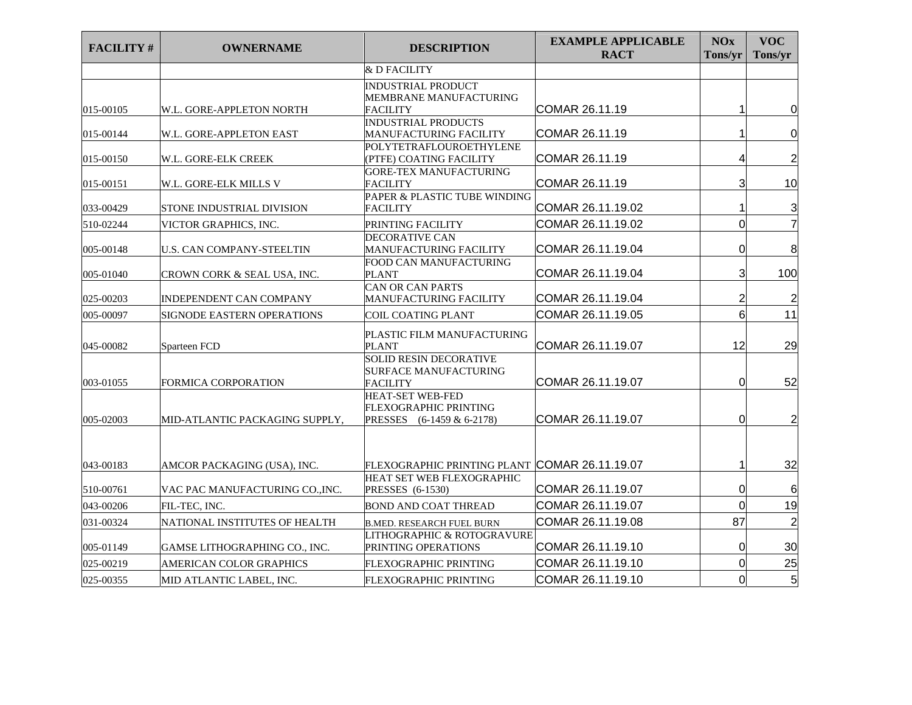| FACILITY # | OWNERNAME | DESCRIPTION | EXAMPLE APPLICABLE RACT | NOx Tons/yr | VOC Tons/yr |
|---|---|---|---|---|---|
| | | & D FACILITY | | | |
| 015-00105 | W.L. GORE-APPLETON NORTH | INDUSTRIAL PRODUCT MEMBRANE MANUFACTURING FACILITY | COMAR 26.11.19 | 1 | 0 |
| 015-00144 | W.L. GORE-APPLETON EAST | INDUSTRIAL PRODUCTS MANUFACTURING FACILITY | COMAR 26.11.19 | 1 | 0 |
| 015-00150 | W.L. GORE-ELK CREEK | POLYTETRAFLOUROETHYLENE (PTFE) COATING FACILITY | COMAR 26.11.19 | 4 | 2 |
| 015-00151 | W.L. GORE-ELK MILLS V | GORE-TEX MANUFACTURING FACILITY | COMAR 26.11.19 | 3 | 10 |
| 033-00429 | STONE INDUSTRIAL DIVISION | PAPER & PLASTIC TUBE WINDING FACILITY | COMAR 26.11.19.02 | 1 | 3 |
| 510-02244 | VICTOR GRAPHICS, INC. | PRINTING FACILITY | COMAR 26.11.19.02 | 0 | 7 |
| 005-00148 | U.S. CAN COMPANY-STEELTIN | DECORATIVE CAN MANUFACTURING FACILITY | COMAR 26.11.19.04 | 0 | 8 |
| 005-01040 | CROWN CORK & SEAL USA, INC. | FOOD CAN MANUFACTURING PLANT | COMAR 26.11.19.04 | 3 | 100 |
| 025-00203 | INDEPENDENT CAN COMPANY | CAN OR CAN PARTS MANUFACTURING FACILITY | COMAR 26.11.19.04 | 2 | 2 |
| 005-00097 | SIGNODE EASTERN OPERATIONS | COIL COATING PLANT | COMAR 26.11.19.05 | 6 | 11 |
| 045-00082 | Sparteen FCD | PLASTIC FILM MANUFACTURING PLANT | COMAR 26.11.19.07 | 12 | 29 |
| 003-01055 | FORMICA CORPORATION | SOLID RESIN DECORATIVE SURFACE MANUFACTURING FACILITY | COMAR 26.11.19.07 | 0 | 52 |
| 005-02003 | MID-ATLANTIC PACKAGING SUPPLY, | HEAT-SET WEB-FED FLEXOGRAPHIC PRINTING PRESSES (6-1459 & 6-2178) | COMAR 26.11.19.07 | 0 | 2 |
| 043-00183 | AMCOR PACKAGING (USA), INC. | FLEXOGRAPHIC PRINTING PLANT | COMAR 26.11.19.07 | 1 | 32 |
| 510-00761 | VAC PAC MANUFACTURING CO.,INC. | HEAT SET WEB FLEXOGRAPHIC PRESSES (6-1530) | COMAR 26.11.19.07 | 0 | 6 |
| 043-00206 | FIL-TEC, INC. | BOND AND COAT THREAD | COMAR 26.11.19.07 | 0 | 19 |
| 031-00324 | NATIONAL INSTITUTES OF HEALTH | B.MED. RESEARCH FUEL BURN | COMAR 26.11.19.08 | 87 | 2 |
| 005-01149 | GAMSE LITHOGRAPHING CO., INC. | LITHOGRAPHIC & ROTOGRAVURE PRINTING OPERATIONS | COMAR 26.11.19.10 | 0 | 30 |
| 025-00219 | AMERICAN COLOR GRAPHICS | FLEXOGRAPHIC PRINTING | COMAR 26.11.19.10 | 0 | 25 |
| 025-00355 | MID ATLANTIC LABEL, INC. | FLEXOGRAPHIC PRINTING | COMAR 26.11.19.10 | 0 | 5 |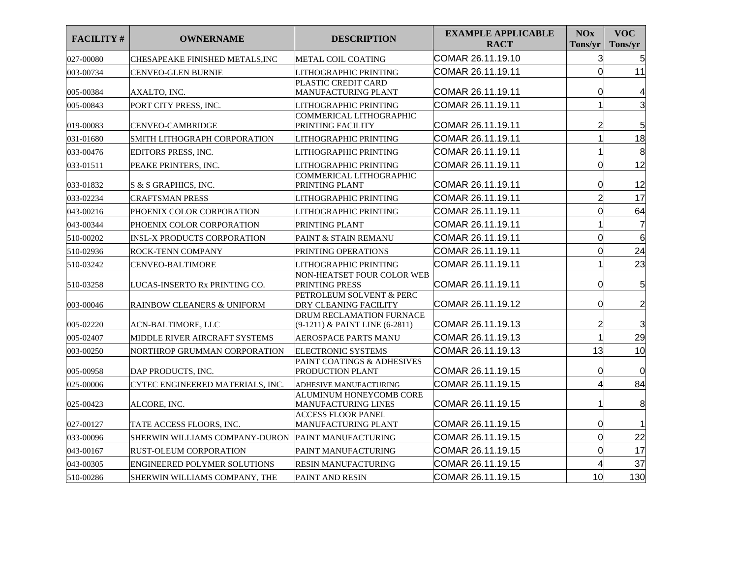| FACILITY # | OWNERNAME | DESCRIPTION | EXAMPLE APPLICABLE RACT | NOx Tons/yr | VOC Tons/yr |
|---|---|---|---|---|---|
| 027-00080 | CHESAPEAKE FINISHED METALS,INC | METAL COIL COATING | COMAR 26.11.19.10 | 3 | 5 |
| 003-00734 | CENVEO-GLEN BURNIE | LITHOGRAPHIC PRINTING | COMAR 26.11.19.11 | 0 | 11 |
| 005-00384 | AXALTO, INC. | PLASTIC CREDIT CARD MANUFACTURING PLANT | COMAR 26.11.19.11 | 0 | 4 |
| 005-00843 | PORT CITY PRESS, INC. | LITHOGRAPHIC PRINTING | COMAR 26.11.19.11 | 1 | 3 |
| 019-00083 | CENVEO-CAMBRIDGE | COMMERICAL LITHOGRAPHIC PRINTING FACILITY | COMAR 26.11.19.11 | 2 | 5 |
| 031-01680 | SMITH LITHOGRAPH CORPORATION | LITHOGRAPHIC PRINTING | COMAR 26.11.19.11 | 1 | 18 |
| 033-00476 | EDITORS PRESS, INC. | LITHOGRAPHIC PRINTING | COMAR 26.11.19.11 | 1 | 8 |
| 033-01511 | PEAKE PRINTERS, INC. | LITHOGRAPHIC PRINTING | COMAR 26.11.19.11 | 0 | 12 |
| 033-01832 | S & S GRAPHICS, INC. | COMMERICAL LITHOGRAPHIC PRINTING PLANT | COMAR 26.11.19.11 | 0 | 12 |
| 033-02234 | CRAFTSMAN PRESS | LITHOGRAPHIC PRINTING | COMAR 26.11.19.11 | 2 | 17 |
| 043-00216 | PHOENIX COLOR CORPORATION | LITHOGRAPHIC PRINTING | COMAR 26.11.19.11 | 0 | 64 |
| 043-00344 | PHOENIX COLOR CORPORATION | PRINTING PLANT | COMAR 26.11.19.11 | 1 | 7 |
| 510-00202 | INSL-X PRODUCTS CORPORATION | PAINT & STAIN REMANU | COMAR 26.11.19.11 | 0 | 6 |
| 510-02936 | ROCK-TENN COMPANY | PRINTING OPERATIONS | COMAR 26.11.19.11 | 0 | 24 |
| 510-03242 | CENVEO-BALTIMORE | LITHOGRAPHIC PRINTING | COMAR 26.11.19.11 | 1 | 23 |
| 510-03258 | LUCAS-INSERTO Rx PRINTING CO. | NON-HEATSET FOUR COLOR WEB PRINTING PRESS | COMAR 26.11.19.11 | 0 | 5 |
| 003-00046 | RAINBOW CLEANERS & UNIFORM | PETROLEUM SOLVENT & PERC DRY CLEANING FACILITY | COMAR 26.11.19.12 | 0 | 2 |
| 005-02220 | ACN-BALTIMORE, LLC | DRUM RECLAMATION FURNACE (9-1211) & PAINT LINE (6-2811) | COMAR 26.11.19.13 | 2 | 3 |
| 005-02407 | MIDDLE RIVER AIRCRAFT SYSTEMS | AEROSPACE PARTS MANU | COMAR 26.11.19.13 | 1 | 29 |
| 003-00250 | NORTHROP GRUMMAN CORPORATION | ELECTRONIC SYSTEMS | COMAR 26.11.19.13 | 13 | 10 |
| 005-00958 | DAP PRODUCTS, INC. | PAINT COATINGS & ADHESIVES PRODUCTION PLANT | COMAR 26.11.19.15 | 0 | 0 |
| 025-00006 | CYTEC ENGINEERED MATERIALS, INC. | ADHESIVE MANUFACTURING | COMAR 26.11.19.15 | 4 | 84 |
| 025-00423 | ALCORE, INC. | ALUMINUM HONEYCOMB CORE MANUFACTURING LINES | COMAR 26.11.19.15 | 1 | 8 |
| 027-00127 | TATE ACCESS FLOORS, INC. | ACCESS FLOOR PANEL MANUFACTURING PLANT | COMAR 26.11.19.15 | 0 | 1 |
| 033-00096 | SHERWIN WILLIAMS COMPANY-DURON | PAINT MANUFACTURING | COMAR 26.11.19.15 | 0 | 22 |
| 043-00167 | RUST-OLEUM CORPORATION | PAINT MANUFACTURING | COMAR 26.11.19.15 | 0 | 17 |
| 043-00305 | ENGINEERED POLYMER SOLUTIONS | RESIN MANUFACTURING | COMAR 26.11.19.15 | 4 | 37 |
| 510-00286 | SHERWIN WILLIAMS COMPANY, THE | PAINT AND RESIN | COMAR 26.11.19.15 | 10 | 130 |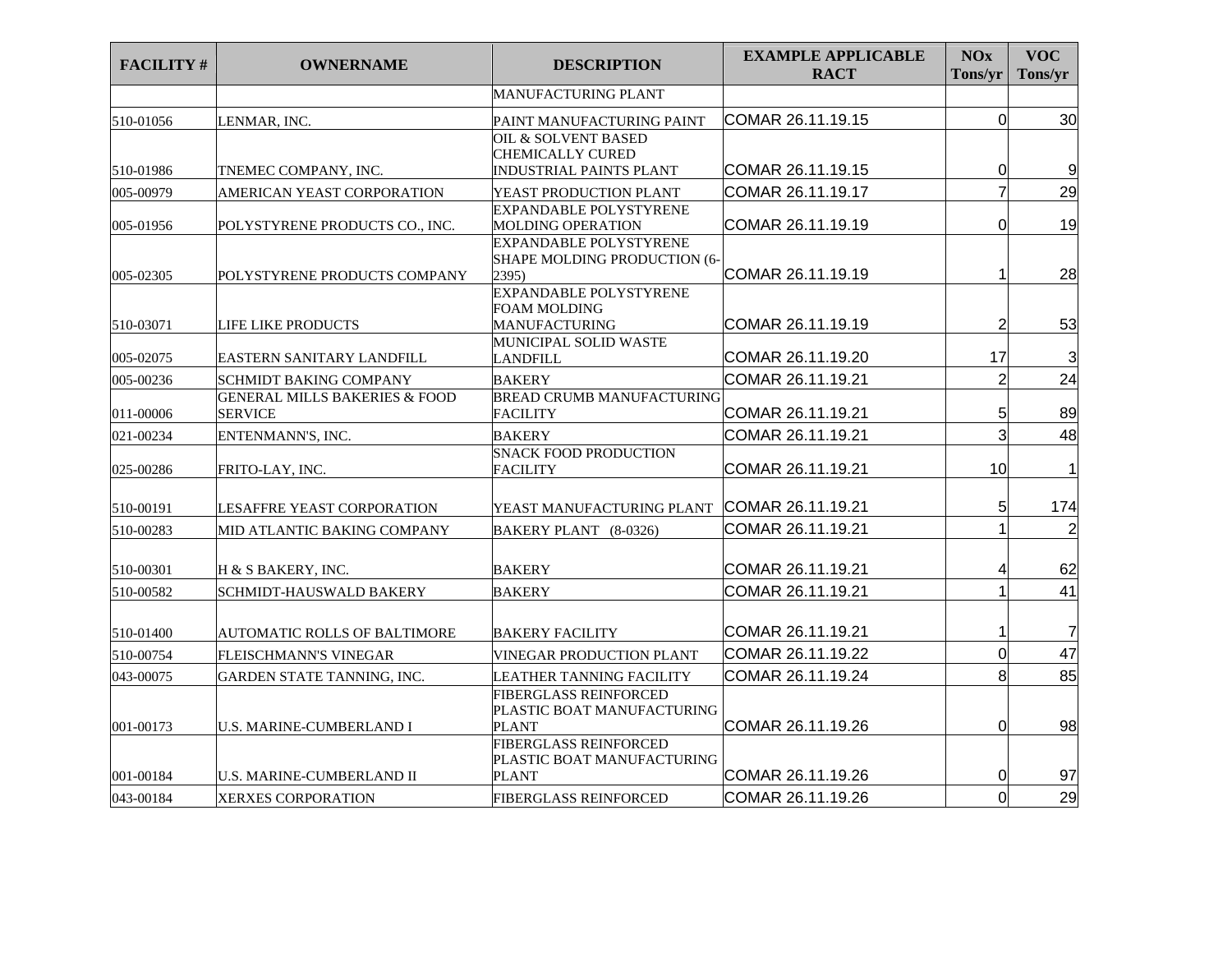| FACILITY # | OWNERNAME | DESCRIPTION | EXAMPLE APPLICABLE RACT | NOx Tons/yr | VOC Tons/yr |
|---|---|---|---|---|---|
| | | MANUFACTURING PLANT | | | |
| 510-01056 | LENMAR, INC. | PAINT MANUFACTURING PAINT | COMAR 26.11.19.15 | 0 | 30 |
| 510-01986 | TNEMEC COMPANY, INC. | OIL & SOLVENT BASED CHEMICALLY CURED INDUSTRIAL PAINTS PLANT | COMAR 26.11.19.15 | 0 | 9 |
| 005-00979 | AMERICAN YEAST CORPORATION | YEAST PRODUCTION PLANT | COMAR 26.11.19.17 | 7 | 29 |
| 005-01956 | POLYSTYRENE PRODUCTS CO., INC. | EXPANDABLE POLYSTYRENE MOLDING OPERATION | COMAR 26.11.19.19 | 0 | 19 |
| 005-02305 | POLYSTYRENE PRODUCTS COMPANY | EXPANDABLE POLYSTYRENE SHAPE MOLDING PRODUCTION (6-2395) | COMAR 26.11.19.19 | 1 | 28 |
| 510-03071 | LIFE LIKE PRODUCTS | EXPANDABLE POLYSTYRENE FOAM MOLDING MANUFACTURING | COMAR 26.11.19.19 | 2 | 53 |
| 005-02075 | EASTERN SANITARY LANDFILL | MUNICIPAL SOLID WASTE LANDFILL | COMAR 26.11.19.20 | 17 | 3 |
| 005-00236 | SCHMIDT BAKING COMPANY | BAKERY | COMAR 26.11.19.21 | 2 | 24 |
| 011-00006 | GENERAL MILLS BAKERIES & FOOD SERVICE | BREAD CRUMB MANUFACTURING FACILITY | COMAR 26.11.19.21 | 5 | 89 |
| 021-00234 | ENTENMANN'S, INC. | BAKERY | COMAR 26.11.19.21 | 3 | 48 |
| 025-00286 | FRITO-LAY, INC. | SNACK FOOD PRODUCTION FACILITY | COMAR 26.11.19.21 | 10 | 1 |
| 510-00191 | LESAFFRE YEAST CORPORATION | YEAST MANUFACTURING PLANT | COMAR 26.11.19.21 | 5 | 174 |
| 510-00283 | MID ATLANTIC BAKING COMPANY | BAKERY PLANT (8-0326) | COMAR 26.11.19.21 | 1 | 2 |
| 510-00301 | H & S BAKERY, INC. | BAKERY | COMAR 26.11.19.21 | 4 | 62 |
| 510-00582 | SCHMIDT-HAUSWALD BAKERY | BAKERY | COMAR 26.11.19.21 | 1 | 41 |
| 510-01400 | AUTOMATIC ROLLS OF BALTIMORE | BAKERY FACILITY | COMAR 26.11.19.21 | 1 | 7 |
| 510-00754 | FLEISCHMANN'S VINEGAR | VINEGAR PRODUCTION PLANT | COMAR 26.11.19.22 | 0 | 47 |
| 043-00075 | GARDEN STATE TANNING, INC. | LEATHER TANNING FACILITY | COMAR 26.11.19.24 | 8 | 85 |
| 001-00173 | U.S. MARINE-CUMBERLAND I | FIBERGLASS REINFORCED PLASTIC BOAT MANUFACTURING PLANT | COMAR 26.11.19.26 | 0 | 98 |
| 001-00184 | U.S. MARINE-CUMBERLAND II | FIBERGLASS REINFORCED PLASTIC BOAT MANUFACTURING PLANT | COMAR 26.11.19.26 | 0 | 97 |
| 043-00184 | XERXES CORPORATION | FIBERGLASS REINFORCED | COMAR 26.11.19.26 | 0 | 29 |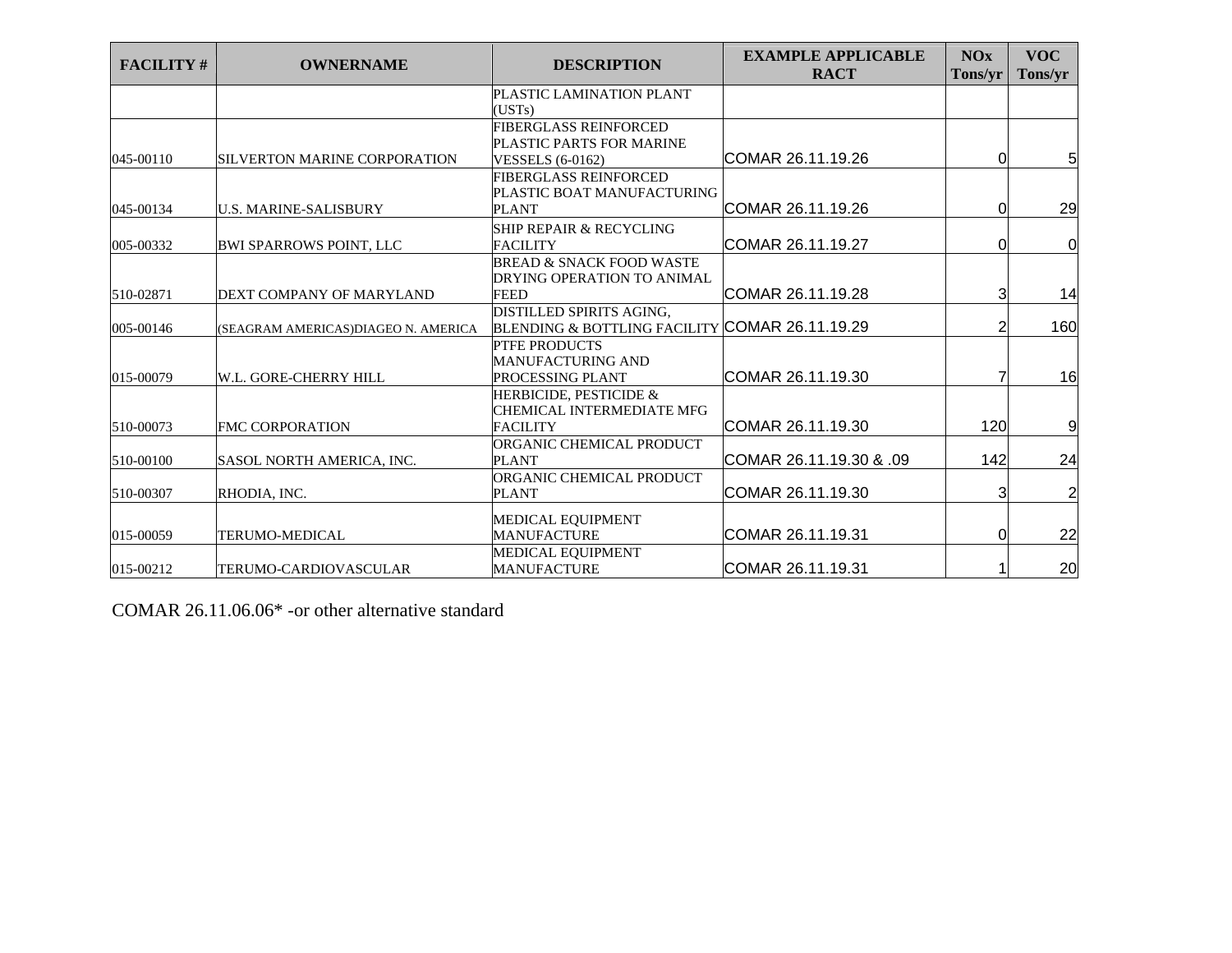| FACILITY # | OWNERNAME | DESCRIPTION | EXAMPLE APPLICABLE RACT | NOx Tons/yr | VOC Tons/yr |
|---|---|---|---|---|---|
| | | PLASTIC LAMINATION PLANT (USTs) | | | |
| 045-00110 | SILVERTON MARINE CORPORATION | FIBERGLASS REINFORCED PLASTIC PARTS FOR MARINE VESSELS (6-0162) | COMAR 26.11.19.26 | 0 | 5 |
| 045-00134 | U.S. MARINE-SALISBURY | FIBERGLASS REINFORCED PLASTIC BOAT MANUFACTURING PLANT | COMAR 26.11.19.26 | 0 | 29 |
| 005-00332 | BWI SPARROWS POINT, LLC | SHIP REPAIR & RECYCLING FACILITY | COMAR 26.11.19.27 | 0 | 0 |
| 510-02871 | DEXT COMPANY OF MARYLAND | BREAD & SNACK FOOD WASTE DRYING OPERATION TO ANIMAL FEED | COMAR 26.11.19.28 | 3 | 14 |
| 005-00146 | (SEAGRAM AMERICAS)DIAGEO N. AMERICA | DISTILLED SPIRITS AGING, BLENDING & BOTTLING FACILITY | COMAR 26.11.19.29 | 2 | 160 |
| 015-00079 | W.L. GORE-CHERRY HILL | PTFE PRODUCTS MANUFACTURING AND PROCESSING PLANT | COMAR 26.11.19.30 | 7 | 16 |
| 510-00073 | FMC CORPORATION | HERBICIDE, PESTICIDE & CHEMICAL INTERMEDIATE MFG FACILITY | COMAR 26.11.19.30 | 120 | 9 |
| 510-00100 | SASOL NORTH AMERICA, INC. | ORGANIC CHEMICAL PRODUCT PLANT | COMAR 26.11.19.30 & .09 | 142 | 24 |
| 510-00307 | RHODIA, INC. | ORGANIC CHEMICAL PRODUCT PLANT | COMAR 26.11.19.30 | 3 | 2 |
| 015-00059 | TERUMO-MEDICAL | MEDICAL EQUIPMENT MANUFACTURE | COMAR 26.11.19.31 | 0 | 22 |
| 015-00212 | TERUMO-CARDIOVASCULAR | MEDICAL EQUIPMENT MANUFACTURE | COMAR 26.11.19.31 | 1 | 20 |

COMAR 26.11.06.06* -or other alternative standard